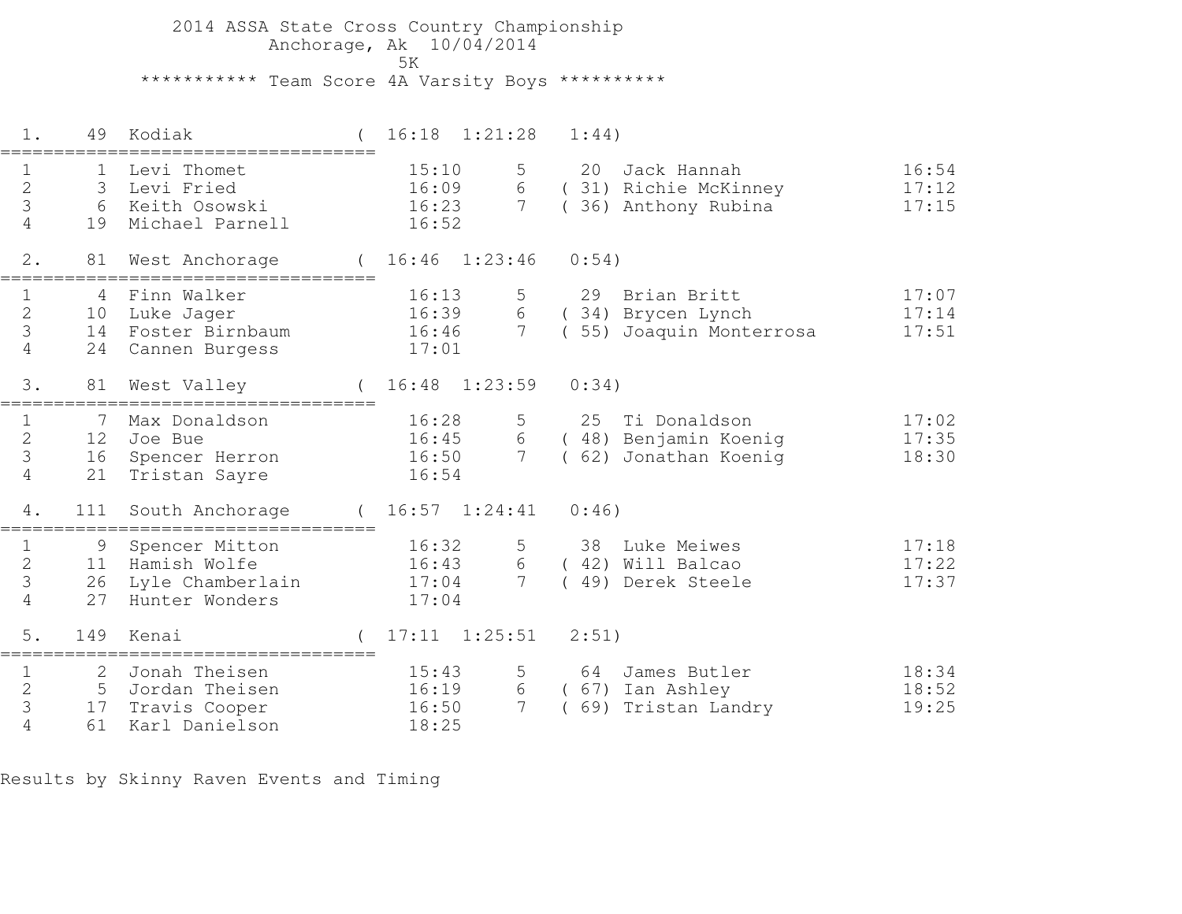# 2014 ASSA State Cross Country Championship

Anchorage, Ak 10/04/2014

5K

## *********** Team Score 4A Varsity Boys **********

### 1. 49 Kodiak ( 16:18 1:21:28 1:44)

| | Place | Name | Time | | Place | Name | Time |
|---|---|---|---|---|---|---|---|
| 1 | 1 | Levi Thomet | 15:10 | 5 | 20 | Jack Hannah | 16:54 |
| 2 | 3 | Levi Fried | 16:09 | 6 | ( 31) | Richie McKinney | 17:12 |
| 3 | 6 | Keith Osowski | 16:23 | 7 | ( 36) | Anthony Rubina | 17:15 |
| 4 | 19 | Michael Parnell | 16:52 | | | | |

### 2. 81 West Anchorage ( 16:46 1:23:46 0:54)

| | Place | Name | Time | | Place | Name | Time |
|---|---|---|---|---|---|---|---|
| 1 | 4 | Finn Walker | 16:13 | 5 | 29 | Brian Britt | 17:07 |
| 2 | 10 | Luke Jager | 16:39 | 6 | ( 34) | Brycen Lynch | 17:14 |
| 3 | 14 | Foster Birnbaum | 16:46 | 7 | ( 55) | Joaquin Monterrosa | 17:51 |
| 4 | 24 | Cannen Burgess | 17:01 | | | | |

### 3. 81 West Valley ( 16:48 1:23:59 0:34)

| | Place | Name | Time | | Place | Name | Time |
|---|---|---|---|---|---|---|---|
| 1 | 7 | Max Donaldson | 16:28 | 5 | 25 | Ti Donaldson | 17:02 |
| 2 | 12 | Joe Bue | 16:45 | 6 | ( 48) | Benjamin Koenig | 17:35 |
| 3 | 16 | Spencer Herron | 16:50 | 7 | ( 62) | Jonathan Koenig | 18:30 |
| 4 | 21 | Tristan Sayre | 16:54 | | | | |

### 4. 111 South Anchorage ( 16:57 1:24:41 0:46)

| | Place | Name | Time | | Place | Name | Time |
|---|---|---|---|---|---|---|---|
| 1 | 9 | Spencer Mitton | 16:32 | 5 | 38 | Luke Meiwes | 17:18 |
| 2 | 11 | Hamish Wolfe | 16:43 | 6 | ( 42) | Will Balcao | 17:22 |
| 3 | 26 | Lyle Chamberlain | 17:04 | 7 | ( 49) | Derek Steele | 17:37 |
| 4 | 27 | Hunter Wonders | 17:04 | | | | |

### 5. 149 Kenai ( 17:11 1:25:51 2:51)

| | Place | Name | Time | | Place | Name | Time |
|---|---|---|---|---|---|---|---|
| 1 | 2 | Jonah Theisen | 15:43 | 5 | 64 | James Butler | 18:34 |
| 2 | 5 | Jordan Theisen | 16:19 | 6 | ( 67) | Ian Ashley | 18:52 |
| 3 | 17 | Travis Cooper | 16:50 | 7 | ( 69) | Tristan Landry | 19:25 |
| 4 | 61 | Karl Danielson | 18:25 | | | | |

Results by Skinny Raven Events and Timing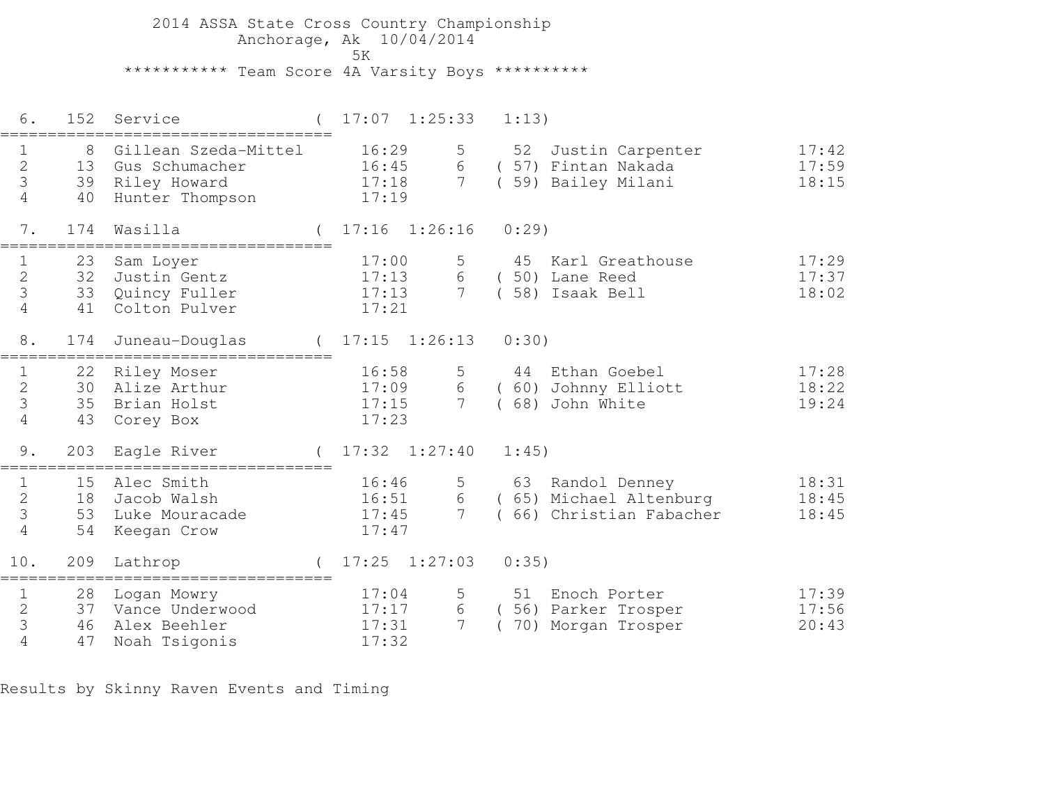2014 ASSA State Cross Country Championship
Anchorage, Ak 10/04/2014
5K

*********** Team Score 4A Varsity Boys **********

**6. 152 Service ( 17:07 1:25:33 1:13)**

| | | | | | | | |
|---|---|---|---|---|---|---|---|
| 1 | 8 | Gillean Szeda-Mittel | 16:29 | 5 | 52 | Justin Carpenter | 17:42 |
| 2 | 13 | Gus Schumacher | 16:45 | 6 | ( 57) | Fintan Nakada | 17:59 |
| 3 | 39 | Riley Howard | 17:18 | 7 | ( 59) | Bailey Milani | 18:15 |
| 4 | 40 | Hunter Thompson | 17:19 | | | | |

**7. 174 Wasilla ( 17:16 1:26:16 0:29)**

| | | | | | | | |
|---|---|---|---|---|---|---|---|
| 1 | 23 | Sam Loyer | 17:00 | 5 | 45 | Karl Greathouse | 17:29 |
| 2 | 32 | Justin Gentz | 17:13 | 6 | ( 50) | Lane Reed | 17:37 |
| 3 | 33 | Quincy Fuller | 17:13 | 7 | ( 58) | Isaak Bell | 18:02 |
| 4 | 41 | Colton Pulver | 17:21 | | | | |

**8. 174 Juneau-Douglas ( 17:15 1:26:13 0:30)**

| | | | | | | | |
|---|---|---|---|---|---|---|---|
| 1 | 22 | Riley Moser | 16:58 | 5 | 44 | Ethan Goebel | 17:28 |
| 2 | 30 | Alize Arthur | 17:09 | 6 | ( 60) | Johnny Elliott | 18:22 |
| 3 | 35 | Brian Holst | 17:15 | 7 | ( 68) | John White | 19:24 |
| 4 | 43 | Corey Box | 17:23 | | | | |

**9. 203 Eagle River ( 17:32 1:27:40 1:45)**

| | | | | | | | |
|---|---|---|---|---|---|---|---|
| 1 | 15 | Alec Smith | 16:46 | 5 | 63 | Randol Denney | 18:31 |
| 2 | 18 | Jacob Walsh | 16:51 | 6 | ( 65) | Michael Altenburg | 18:45 |
| 3 | 53 | Luke Mouracade | 17:45 | 7 | ( 66) | Christian Fabacher | 18:45 |
| 4 | 54 | Keegan Crow | 17:47 | | | | |

**10. 209 Lathrop ( 17:25 1:27:03 0:35)**

| | | | | | | | |
|---|---|---|---|---|---|---|---|
| 1 | 28 | Logan Mowry | 17:04 | 5 | 51 | Enoch Porter | 17:39 |
| 2 | 37 | Vance Underwood | 17:17 | 6 | ( 56) | Parker Trosper | 17:56 |
| 3 | 46 | Alex Beehler | 17:31 | 7 | ( 70) | Morgan Trosper | 20:43 |
| 4 | 47 | Noah Tsigonis | 17:32 | | | | |

Results by Skinny Raven Events and Timing